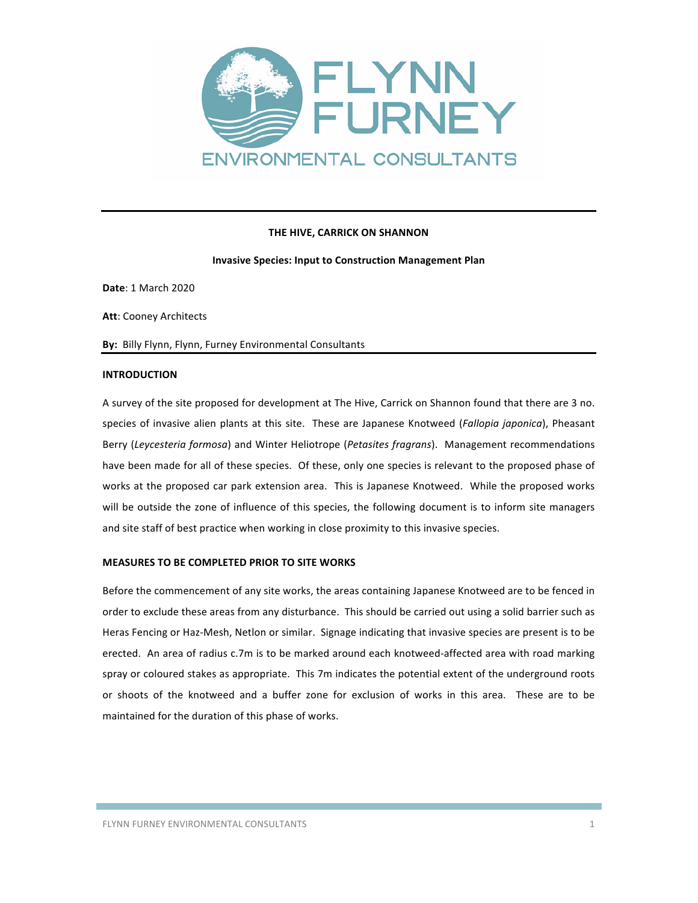FLYNN FURNEY

ENVIRONMENTAL CONSULTANTS

---

**THE HIVE, CARRICK ON SHANNON**

**Invasive Species: Input to Construction Management Plan**

**Date**: 1 March 2020

**Att**: Cooney Architects

**By:** Billy Flynn, Flynn, Furney Environmental Consultants

---

## INTRODUCTION

A survey of the site proposed for development at The Hive, Carrick on Shannon found that there are 3 no. species of invasive alien plants at this site. These are Japanese Knotweed (*Fallopia japonica*), Pheasant Berry (*Leycesteria formosa*) and Winter Heliotrope (*Petasites fragrans*). Management recommendations have been made for all of these species. Of these, only one species is relevant to the proposed phase of works at the proposed car park extension area. This is Japanese Knotweed. While the proposed works will be outside the zone of influence of this species, the following document is to inform site managers and site staff of best practice when working in close proximity to this invasive species.

## MEASURES TO BE COMPLETED PRIOR TO SITE WORKS

Before the commencement of any site works, the areas containing Japanese Knotweed are to be fenced in order to exclude these areas from any disturbance. This should be carried out using a solid barrier such as Heras Fencing or Haz-Mesh, Netlon or similar. Signage indicating that invasive species are present is to be erected. An area of radius c.7m is to be marked around each knotweed-affected area with road marking spray or coloured stakes as appropriate. This 7m indicates the potential extent of the underground roots or shoots of the knotweed and a buffer zone for exclusion of works in this area. These are to be maintained for the duration of this phase of works.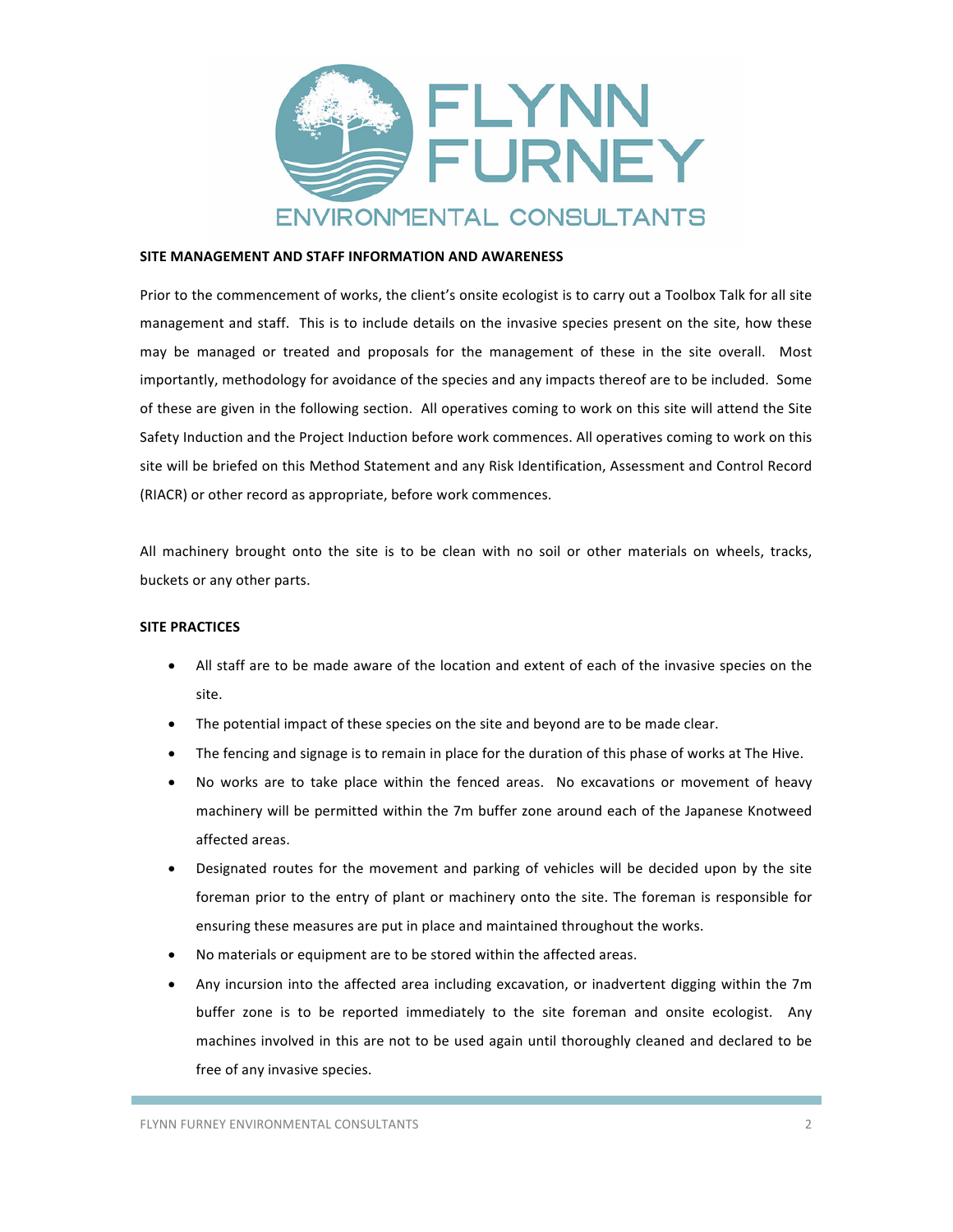FLYNN FURNEY

ENVIRONMENTAL CONSULTANTS

**SITE MANAGEMENT AND STAFF INFORMATION AND AWARENESS**

Prior to the commencement of works, the client's onsite ecologist is to carry out a Toolbox Talk for all site management and staff. This is to include details on the invasive species present on the site, how these may be managed or treated and proposals for the management of these in the site overall. Most importantly, methodology for avoidance of the species and any impacts thereof are to be included. Some of these are given in the following section. All operatives coming to work on this site will attend the Site Safety Induction and the Project Induction before work commences. All operatives coming to work on this site will be briefed on this Method Statement and any Risk Identification, Assessment and Control Record (RIACR) or other record as appropriate, before work commences.

All machinery brought onto the site is to be clean with no soil or other materials on wheels, tracks, buckets or any other parts.

**SITE PRACTICES**

- All staff are to be made aware of the location and extent of each of the invasive species on the site.
- The potential impact of these species on the site and beyond are to be made clear.
- The fencing and signage is to remain in place for the duration of this phase of works at The Hive.
- No works are to take place within the fenced areas. No excavations or movement of heavy machinery will be permitted within the 7m buffer zone around each of the Japanese Knotweed affected areas.
- Designated routes for the movement and parking of vehicles will be decided upon by the site foreman prior to the entry of plant or machinery onto the site. The foreman is responsible for ensuring these measures are put in place and maintained throughout the works.
- No materials or equipment are to be stored within the affected areas.
- Any incursion into the affected area including excavation, or inadvertent digging within the 7m buffer zone is to be reported immediately to the site foreman and onsite ecologist. Any machines involved in this are not to be used again until thoroughly cleaned and declared to be free of any invasive species.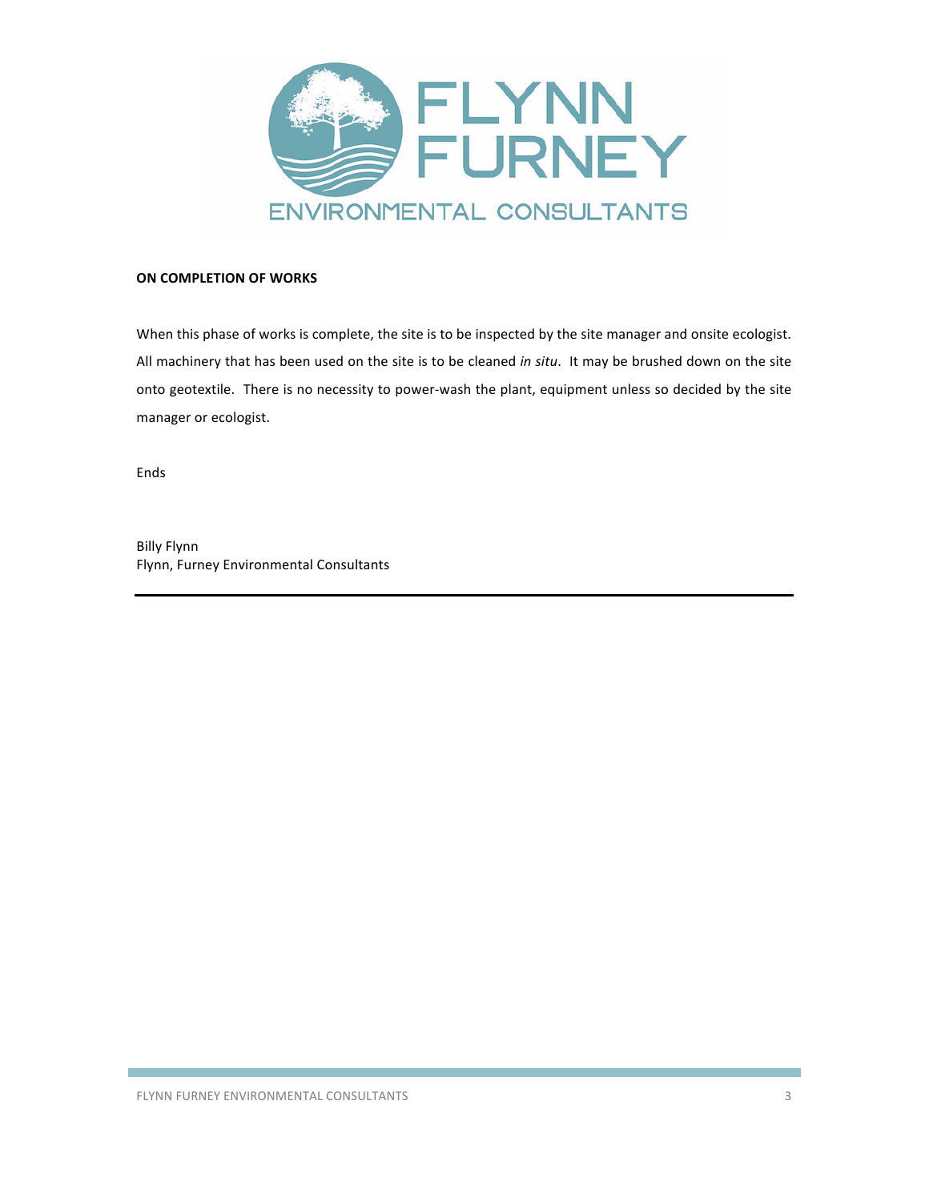**ON COMPLETION OF WORKS**

When this phase of works is complete, the site is to be inspected by the site manager and onsite ecologist. All machinery that has been used on the site is to be cleaned *in situ*. It may be brushed down on the site onto geotextile. There is no necessity to power-wash the plant, equipment unless so decided by the site manager or ecologist.

Ends

Billy Flynn
Flynn, Furney Environmental Consultants